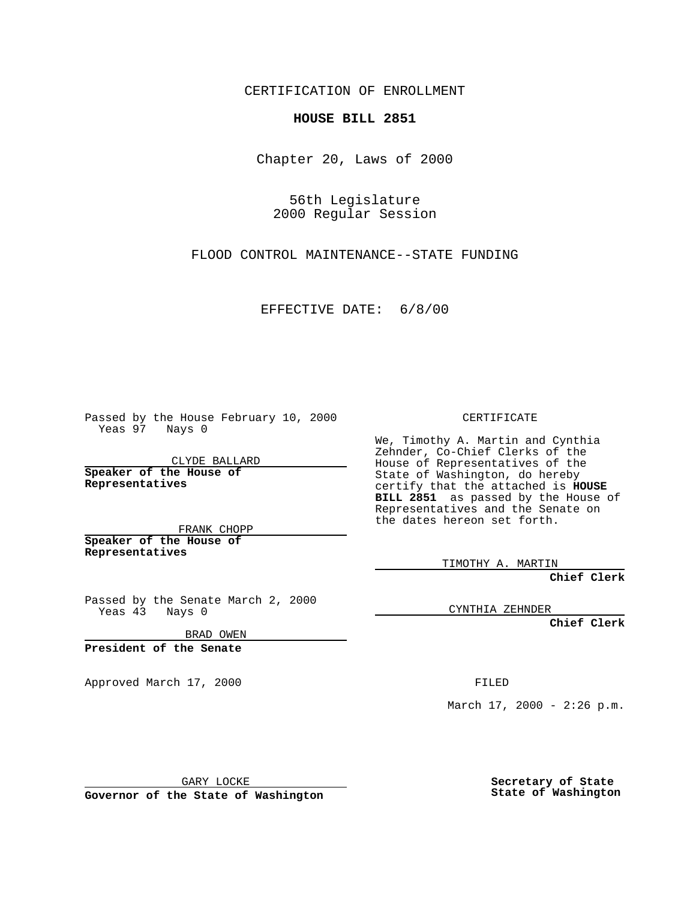CERTIFICATION OF ENROLLMENT

**HOUSE BILL 2851**

Chapter 20, Laws of 2000

56th Legislature
2000 Regular Session

FLOOD CONTROL MAINTENANCE--STATE FUNDING

EFFECTIVE DATE: 6/8/00

Passed by the House February 10, 2000
Yeas 97 Nays 0

CLYDE BALLARD

**Speaker of the House of Representatives**

FRANK CHOPP

**Speaker of the House of Representatives**

Passed by the Senate March 2, 2000
Yeas 43 Nays 0

BRAD OWEN

**President of the Senate**

Approved March 17, 2000

GARY LOCKE

**Governor of the State of Washington**

CERTIFICATE

We, Timothy A. Martin and Cynthia Zehnder, Co-Chief Clerks of the House of Representatives of the State of Washington, do hereby certify that the attached is **HOUSE BILL 2851** as passed by the House of Representatives and the Senate on the dates hereon set forth.

TIMOTHY A. MARTIN

**Chief Clerk**

CYNTHIA ZEHNDER

**Chief Clerk**

FILED

March 17, 2000 - 2:26 p.m.

**Secretary of State**
**State of Washington**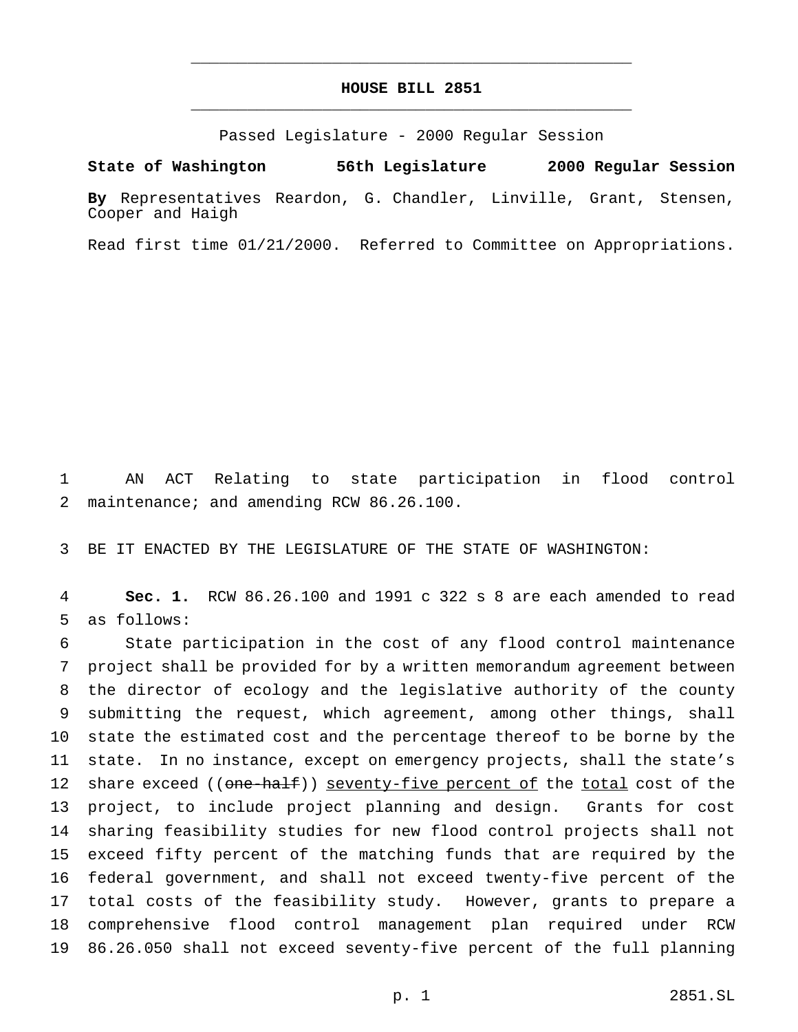# HOUSE BILL 2851

Passed Legislature - 2000 Regular Session

**State of Washington 56th Legislature 2000 Regular Session**

**By** Representatives Reardon, G. Chandler, Linville, Grant, Stensen, Cooper and Haigh

Read first time 01/21/2000. Referred to Committee on Appropriations.

AN ACT Relating to state participation in flood control maintenance; and amending RCW 86.26.100.

BE IT ENACTED BY THE LEGISLATURE OF THE STATE OF WASHINGTON:

**Sec. 1.** RCW 86.26.100 and 1991 c 322 s 8 are each amended to read as follows:

State participation in the cost of any flood control maintenance project shall be provided for by a written memorandum agreement between the director of ecology and the legislative authority of the county submitting the request, which agreement, among other things, shall state the estimated cost and the percentage thereof to be borne by the state. In no instance, except on emergency projects, shall the state's share exceed ((~~one-half~~)) <u>seventy-five percent of</u> the <u>total</u> cost of the project, to include project planning and design. Grants for cost sharing feasibility studies for new flood control projects shall not exceed fifty percent of the matching funds that are required by the federal government, and shall not exceed twenty-five percent of the total costs of the feasibility study. However, grants to prepare a comprehensive flood control management plan required under RCW 86.26.050 shall not exceed seventy-five percent of the full planning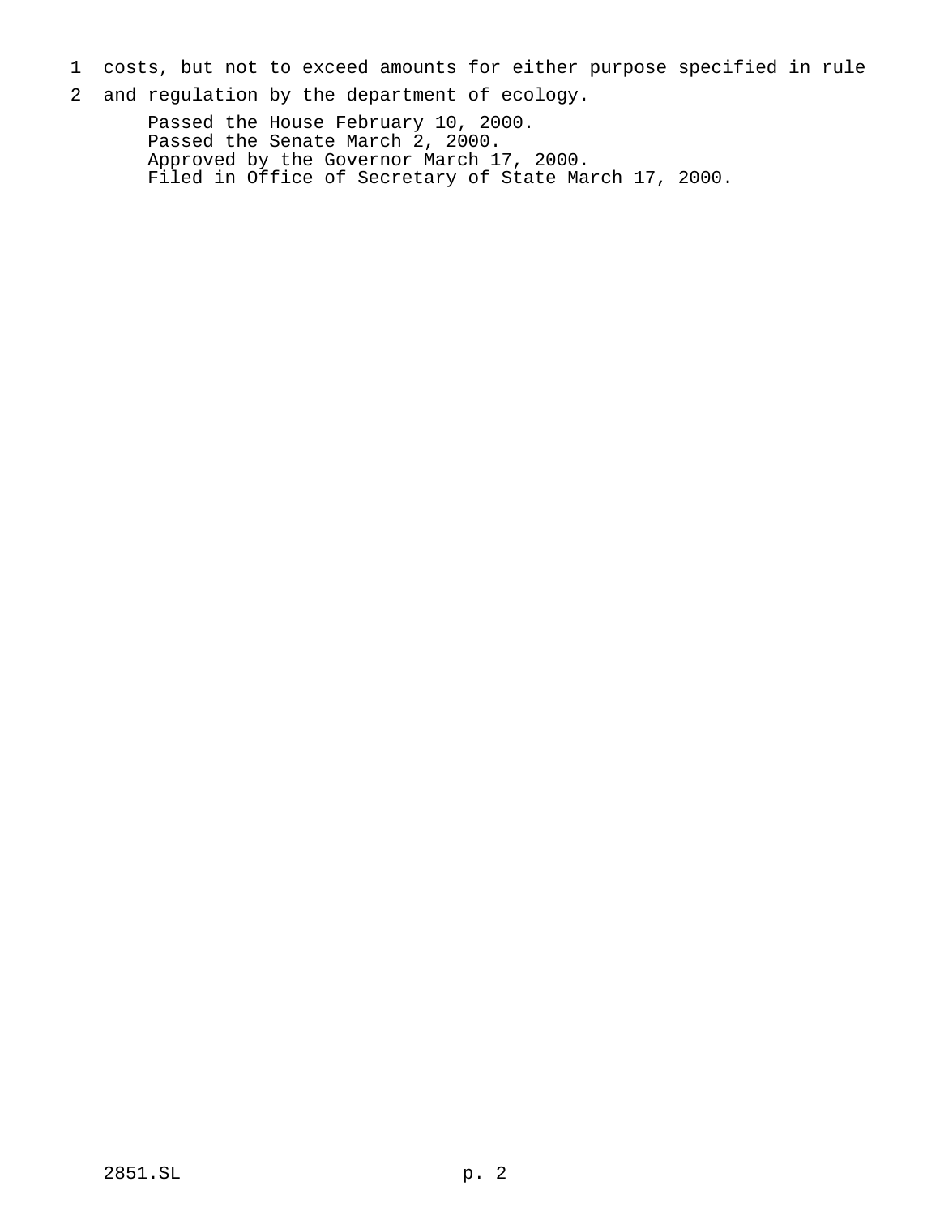costs, but not to exceed amounts for either purpose specified in rule and regulation by the department of ecology.

Passed the House February 10, 2000.
Passed the Senate March 2, 2000.
Approved by the Governor March 17, 2000.
Filed in Office of Secretary of State March 17, 2000.